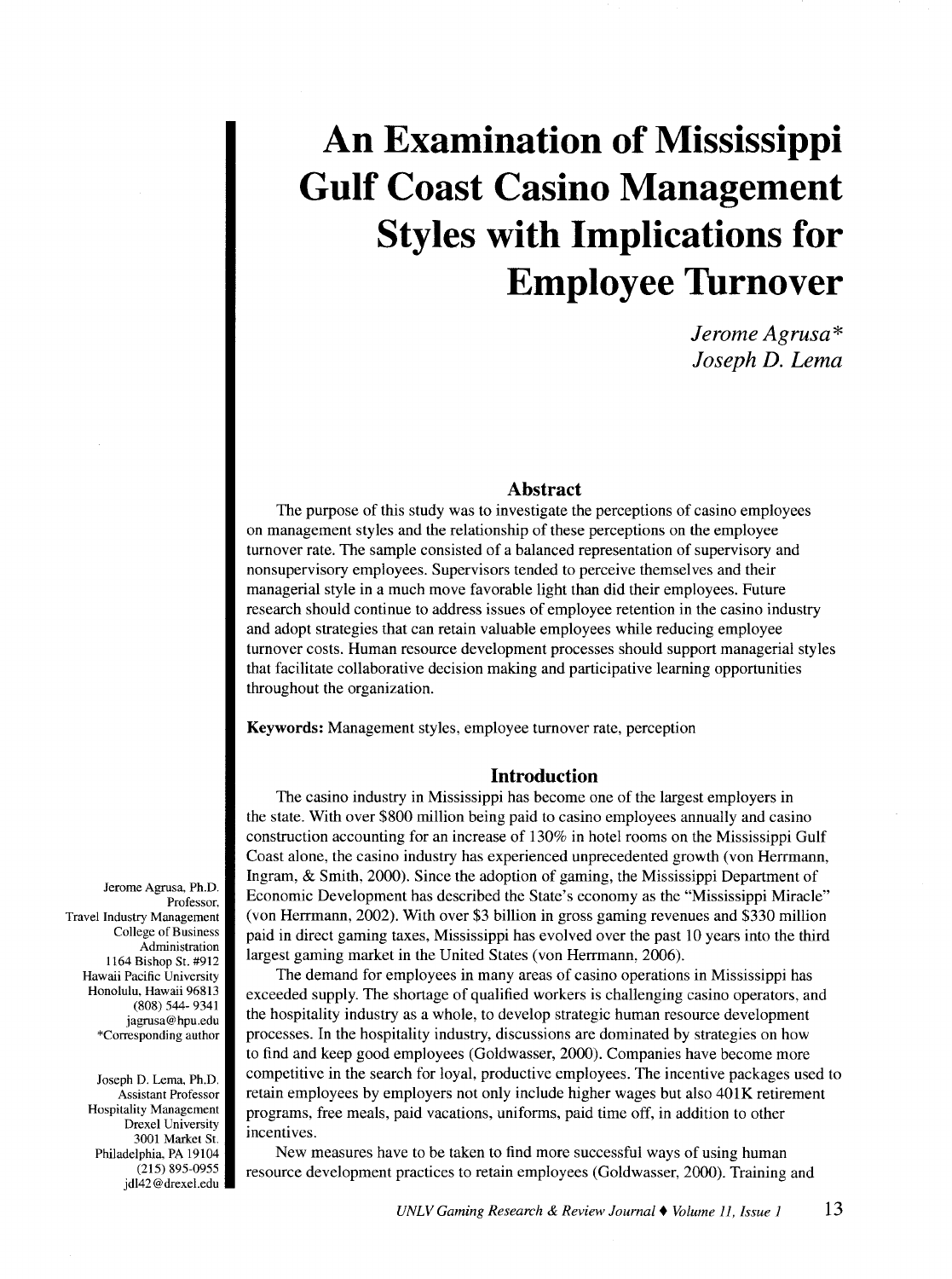# An Examination of Mississippi Gulf Coast Casino Management Styles with Implications for Employee Turnover

*Jerome Agrusa**
*Joseph D. Lema*

## Abstract

The purpose of this study was to investigate the perceptions of casino employees on management styles and the relationship of these perceptions on the employee turnover rate. The sample consisted of a balanced representation of supervisory and nonsupervisory employees. Supervisors tended to perceive themselves and their managerial style in a much move favorable light than did their employees. Future research should continue to address issues of employee retention in the casino industry and adopt strategies that can retain valuable employees while reducing employee turnover costs. Human resource development processes should support managerial styles that facilitate collaborative decision making and participative learning opportunities throughout the organization.

**Keywords:** Management styles, employee turnover rate, perception

## Introduction

The casino industry in Mississippi has become one of the largest employers in the state. With over $800 million being paid to casino employees annually and casino construction accounting for an increase of 130% in hotel rooms on the Mississippi Gulf Coast alone, the casino industry has experienced unprecedented growth (von Herrmann, Ingram, & Smith, 2000). Since the adoption of gaming, the Mississippi Department of Economic Development has described the State's economy as the "Mississippi Miracle" (von Herrmann, 2002). With over $3 billion in gross gaming revenues and $330 million paid in direct gaming taxes, Mississippi has evolved over the past 10 years into the third largest gaming market in the United States (von Herrmann, 2006).

The demand for employees in many areas of casino operations in Mississippi has exceeded supply. The shortage of qualified workers is challenging casino operators, and the hospitality industry as a whole, to develop strategic human resource development processes. In the hospitality industry, discussions are dominated by strategies on how to find and keep good employees (Goldwasser, 2000). Companies have become more competitive in the search for loyal, productive employees. The incentive packages used to retain employees by employers not only include higher wages but also 401K retirement programs, free meals, paid vacations, uniforms, paid time off, in addition to other incentives.

New measures have to be taken to find more successful ways of using human resource development practices to retain employees (Goldwasser, 2000). Training and

Jerome Agrusa, Ph.D.
Professor,
Travel Industry Management
College of Business Administration
1164 Bishop St. #912
Hawaii Pacific University
Honolulu, Hawaii 96813
(808) 544- 9341
jagrusa@hpu.edu
*Corresponding author

Joseph D. Lema, Ph.D.
Assistant Professor
Hospitality Management
Drexel University
3001 Market St.
Philadelphia, PA 19104
(215) 895-0955
jdl42@drexel.edu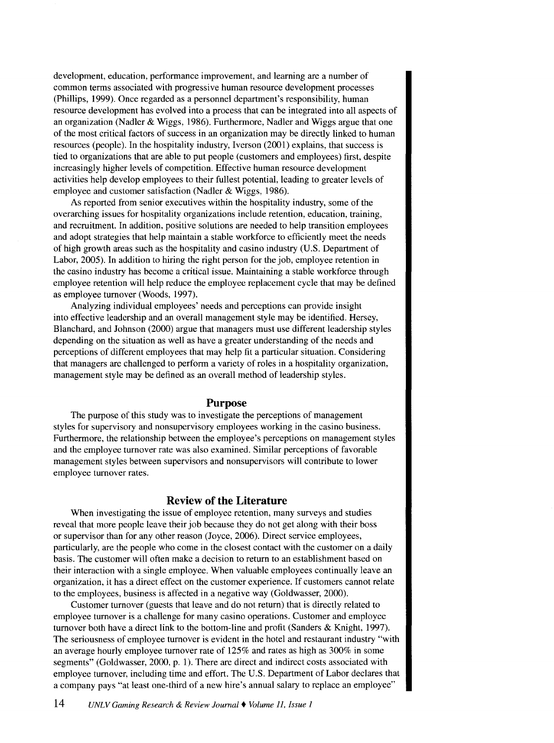development, education, performance improvement, and learning are a number of common terms associated with progressive human resource development processes (Phillips, 1999). Once regarded as a personnel department's responsibility, human resource development has evolved into a process that can be integrated into all aspects of an organization (Nadler & Wiggs, 1986). Furthermore, Nadler and Wiggs argue that one of the most critical factors of success in an organization may be directly linked to human resources (people). In the hospitality industry, Iverson (2001) explains, that success is tied to organizations that are able to put people (customers and employees) first, despite increasingly higher levels of competition. Effective human resource development activities help develop employees to their fullest potential, leading to greater levels of employee and customer satisfaction (Nadler & Wiggs, 1986).

As reported from senior executives within the hospitality industry, some of the overarching issues for hospitality organizations include retention, education, training, and recruitment. In addition, positive solutions are needed to help transition employees and adopt strategies that help maintain a stable workforce to efficiently meet the needs of high growth areas such as the hospitality and casino industry (U.S. Department of Labor, 2005). In addition to hiring the right person for the job, employee retention in the casino industry has become a critical issue. Maintaining a stable workforce through employee retention will help reduce the employee replacement cycle that may be defined as employee turnover (Woods, 1997).

Analyzing individual employees' needs and perceptions can provide insight into effective leadership and an overall management style may be identified. Hersey, Blanchard, and Johnson (2000) argue that managers must use different leadership styles depending on the situation as well as have a greater understanding of the needs and perceptions of different employees that may help fit a particular situation. Considering that managers are challenged to perform a variety of roles in a hospitality organization, management style may be defined as an overall method of leadership styles.

## Purpose

The purpose of this study was to investigate the perceptions of management styles for supervisory and nonsupervisory employees working in the casino business. Furthermore, the relationship between the employee's perceptions on management styles and the employee turnover rate was also examined. Similar perceptions of favorable management styles between supervisors and nonsupervisors will contribute to lower employee turnover rates.

## Review of the Literature

When investigating the issue of employee retention, many surveys and studies reveal that more people leave their job because they do not get along with their boss or supervisor than for any other reason (Joyce, 2006). Direct service employees, particularly, are the people who come in the closest contact with the customer on a daily basis. The customer will often make a decision to return to an establishment based on their interaction with a single employee. When valuable employees continually leave an organization, it has a direct effect on the customer experience. If customers cannot relate to the employees, business is affected in a negative way (Goldwasser, 2000).

Customer turnover (guests that leave and do not return) that is directly related to employee turnover is a challenge for many casino operations. Customer and employee turnover both have a direct link to the bottom-line and profit (Sanders & Knight, 1997). The seriousness of employee turnover is evident in the hotel and restaurant industry "with an average hourly employee turnover rate of 125% and rates as high as 300% in some segments" (Goldwasser, 2000, p. 1). There are direct and indirect costs associated with employee turnover, including time and effort. The U.S. Department of Labor declares that a company pays "at least one-third of a new hire's annual salary to replace an employee"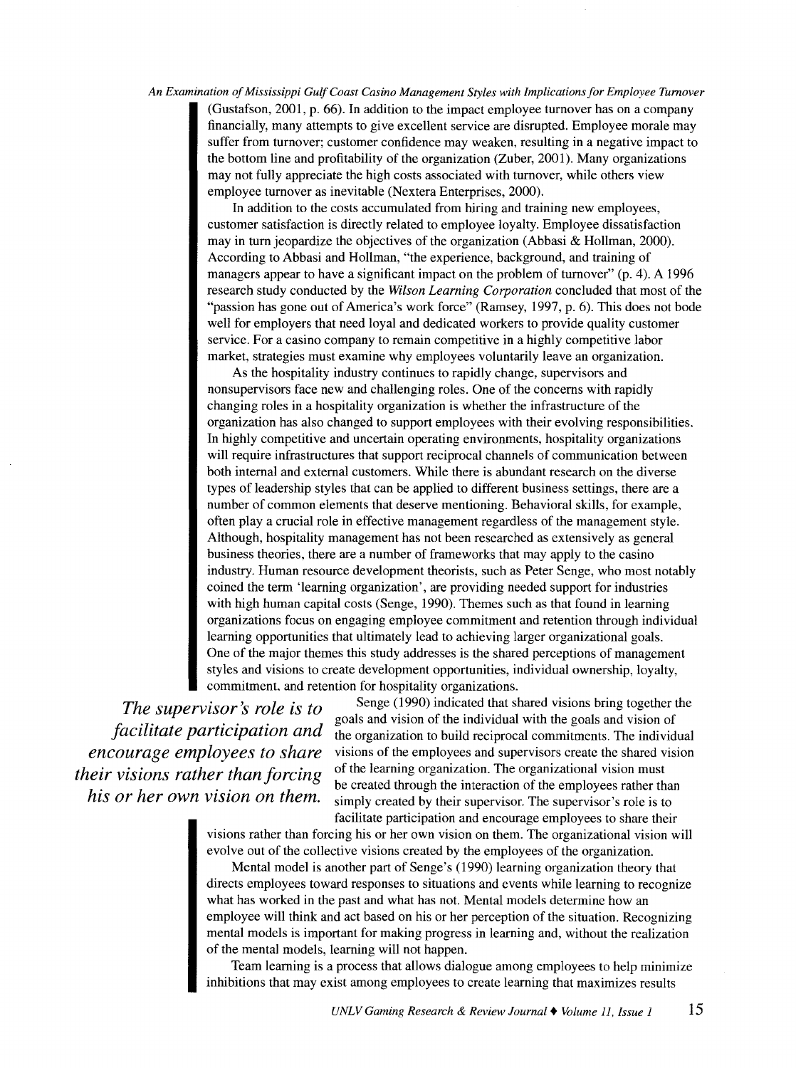(Gustafson, 2001, p. 66). In addition to the impact employee turnover has on a company financially, many attempts to give excellent service are disrupted. Employee morale may suffer from turnover; customer confidence may weaken, resulting in a negative impact to the bottom line and profitability of the organization (Zuber, 2001). Many organizations may not fully appreciate the high costs associated with turnover, while others view employee turnover as inevitable (Nextera Enterprises, 2000).

In addition to the costs accumulated from hiring and training new employees, customer satisfaction is directly related to employee loyalty. Employee dissatisfaction may in turn jeopardize the objectives of the organization (Abbasi & Hollman, 2000). According to Abbasi and Hollman, "the experience, background, and training of managers appear to have a significant impact on the problem of turnover" (p. 4). A 1996 research study conducted by the *Wilson Learning Corporation* concluded that most of the "passion has gone out of America's work force" (Ramsey, 1997, p. 6). This does not bode well for employers that need loyal and dedicated workers to provide quality customer service. For a casino company to remain competitive in a highly competitive labor market, strategies must examine why employees voluntarily leave an organization.

As the hospitality industry continues to rapidly change, supervisors and nonsupervisors face new and challenging roles. One of the concerns with rapidly changing roles in a hospitality organization is whether the infrastructure of the organization has also changed to support employees with their evolving responsibilities. In highly competitive and uncertain operating environments, hospitality organizations will require infrastructures that support reciprocal channels of communication between both internal and external customers. While there is abundant research on the diverse types of leadership styles that can be applied to different business settings, there are a number of common elements that deserve mentioning. Behavioral skills, for example, often play a crucial role in effective management regardless of the management style. Although, hospitality management has not been researched as extensively as general business theories, there are a number of frameworks that may apply to the casino industry. Human resource development theorists, such as Peter Senge, who most notably coined the term 'learning organization', are providing needed support for industries with high human capital costs (Senge, 1990). Themes such as that found in learning organizations focus on engaging employee commitment and retention through individual learning opportunities that ultimately lead to achieving larger organizational goals. One of the major themes this study addresses is the shared perceptions of management styles and visions to create development opportunities, individual ownership, loyalty, commitment, and retention for hospitality organizations.

*The supervisor's role is to facilitate participation and encourage employees to share their visions rather than forcing his or her own vision on them.*

Senge (1990) indicated that shared visions bring together the goals and vision of the individual with the goals and vision of the organization to build reciprocal commitments. The individual visions of the employees and supervisors create the shared vision of the learning organization. The organizational vision must be created through the interaction of the employees rather than simply created by their supervisor. The supervisor's role is to facilitate participation and encourage employees to share their visions rather than forcing his or her own vision on them. The organizational vision will evolve out of the collective visions created by the employees of the organization.

Mental model is another part of Senge's (1990) learning organization theory that directs employees toward responses to situations and events while learning to recognize what has worked in the past and what has not. Mental models determine how an employee will think and act based on his or her perception of the situation. Recognizing mental models is important for making progress in learning and, without the realization of the mental models, learning will not happen.

Team learning is a process that allows dialogue among employees to help minimize inhibitions that may exist among employees to create learning that maximizes results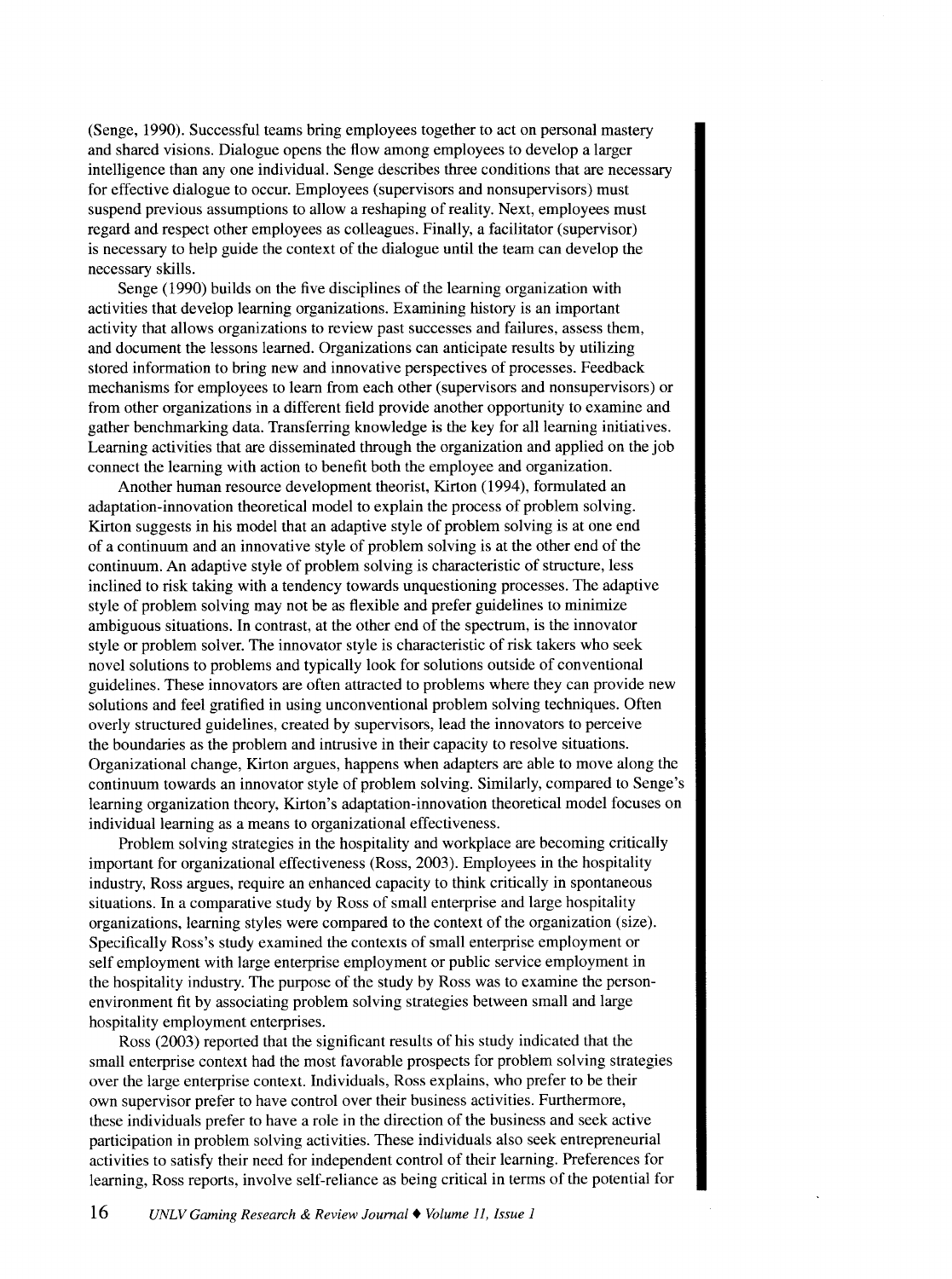(Senge, 1990). Successful teams bring employees together to act on personal mastery and shared visions. Dialogue opens the flow among employees to develop a larger intelligence than any one individual. Senge describes three conditions that are necessary for effective dialogue to occur. Employees (supervisors and nonsupervisors) must suspend previous assumptions to allow a reshaping of reality. Next, employees must regard and respect other employees as colleagues. Finally, a facilitator (supervisor) is necessary to help guide the context of the dialogue until the team can develop the necessary skills.

Senge (1990) builds on the five disciplines of the learning organization with activities that develop learning organizations. Examining history is an important activity that allows organizations to review past successes and failures, assess them, and document the lessons learned. Organizations can anticipate results by utilizing stored information to bring new and innovative perspectives of processes. Feedback mechanisms for employees to learn from each other (supervisors and nonsupervisors) or from other organizations in a different field provide another opportunity to examine and gather benchmarking data. Transferring knowledge is the key for all learning initiatives. Learning activities that are disseminated through the organization and applied on the job connect the learning with action to benefit both the employee and organization.

Another human resource development theorist, Kirton (1994), formulated an adaptation-innovation theoretical model to explain the process of problem solving. Kirton suggests in his model that an adaptive style of problem solving is at one end of a continuum and an innovative style of problem solving is at the other end of the continuum. An adaptive style of problem solving is characteristic of structure, less inclined to risk taking with a tendency towards unquestioning processes. The adaptive style of problem solving may not be as flexible and prefer guidelines to minimize ambiguous situations. In contrast, at the other end of the spectrum, is the innovator style or problem solver. The innovator style is characteristic of risk takers who seek novel solutions to problems and typically look for solutions outside of conventional guidelines. These innovators are often attracted to problems where they can provide new solutions and feel gratified in using unconventional problem solving techniques. Often overly structured guidelines, created by supervisors, lead the innovators to perceive the boundaries as the problem and intrusive in their capacity to resolve situations. Organizational change, Kirton argues, happens when adapters are able to move along the continuum towards an innovator style of problem solving. Similarly, compared to Senge's learning organization theory, Kirton's adaptation-innovation theoretical model focuses on individual learning as a means to organizational effectiveness.

Problem solving strategies in the hospitality and workplace are becoming critically important for organizational effectiveness (Ross, 2003). Employees in the hospitality industry, Ross argues, require an enhanced capacity to think critically in spontaneous situations. In a comparative study by Ross of small enterprise and large hospitality organizations, learning styles were compared to the context of the organization (size). Specifically Ross's study examined the contexts of small enterprise employment or self employment with large enterprise employment or public service employment in the hospitality industry. The purpose of the study by Ross was to examine the person-environment fit by associating problem solving strategies between small and large hospitality employment enterprises.

Ross (2003) reported that the significant results of his study indicated that the small enterprise context had the most favorable prospects for problem solving strategies over the large enterprise context. Individuals, Ross explains, who prefer to be their own supervisor prefer to have control over their business activities. Furthermore, these individuals prefer to have a role in the direction of the business and seek active participation in problem solving activities. These individuals also seek entrepreneurial activities to satisfy their need for independent control of their learning. Preferences for learning, Ross reports, involve self-reliance as being critical in terms of the potential for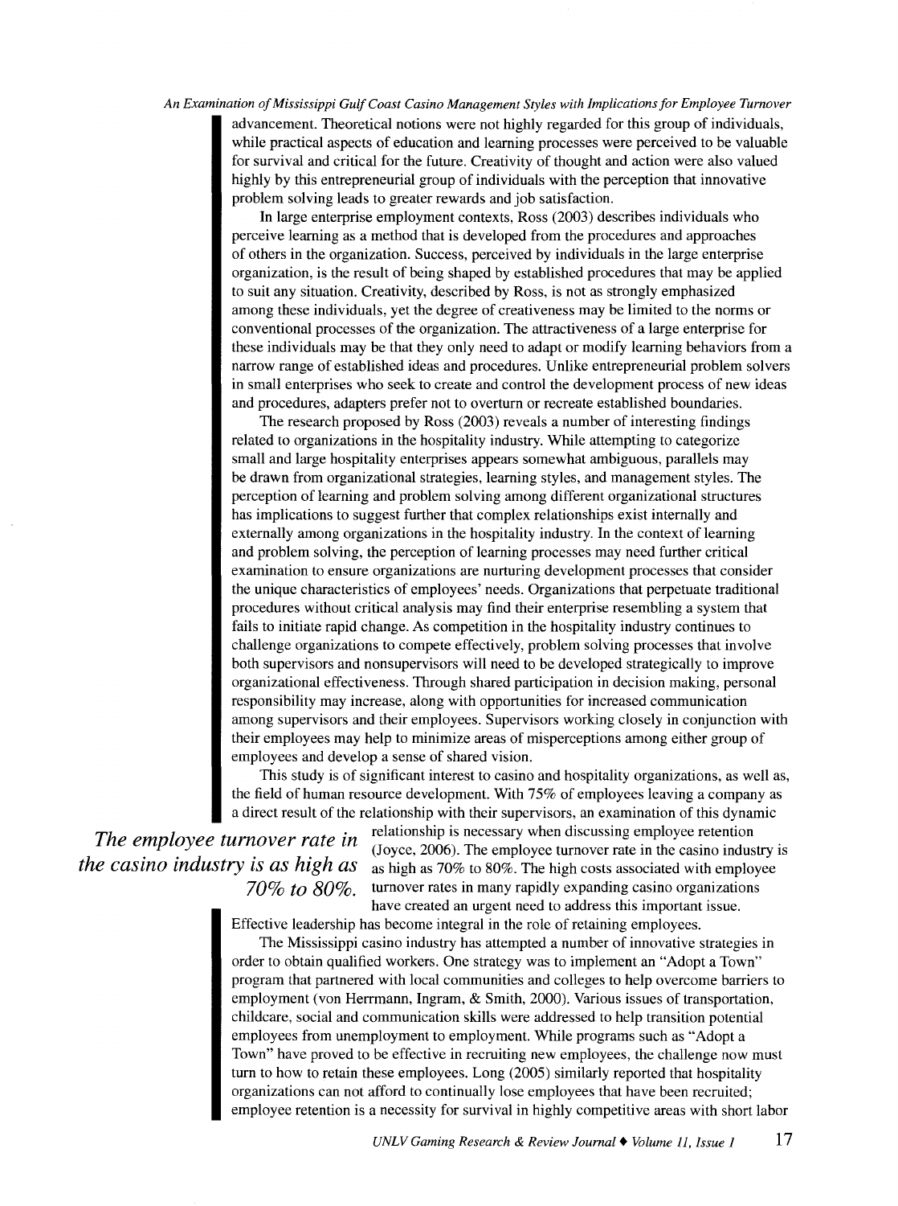advancement. Theoretical notions were not highly regarded for this group of individuals, while practical aspects of education and learning processes were perceived to be valuable for survival and critical for the future. Creativity of thought and action were also valued highly by this entrepreneurial group of individuals with the perception that innovative problem solving leads to greater rewards and job satisfaction.

In large enterprise employment contexts, Ross (2003) describes individuals who perceive learning as a method that is developed from the procedures and approaches of others in the organization. Success, perceived by individuals in the large enterprise organization, is the result of being shaped by established procedures that may be applied to suit any situation. Creativity, described by Ross, is not as strongly emphasized among these individuals, yet the degree of creativeness may be limited to the norms or conventional processes of the organization. The attractiveness of a large enterprise for these individuals may be that they only need to adapt or modify learning behaviors from a narrow range of established ideas and procedures. Unlike entrepreneurial problem solvers in small enterprises who seek to create and control the development process of new ideas and procedures, adapters prefer not to overturn or recreate established boundaries.

The research proposed by Ross (2003) reveals a number of interesting findings related to organizations in the hospitality industry. While attempting to categorize small and large hospitality enterprises appears somewhat ambiguous, parallels may be drawn from organizational strategies, learning styles, and management styles. The perception of learning and problem solving among different organizational structures has implications to suggest further that complex relationships exist internally and externally among organizations in the hospitality industry. In the context of learning and problem solving, the perception of learning processes may need further critical examination to ensure organizations are nurturing development processes that consider the unique characteristics of employees' needs. Organizations that perpetuate traditional procedures without critical analysis may find their enterprise resembling a system that fails to initiate rapid change. As competition in the hospitality industry continues to challenge organizations to compete effectively, problem solving processes that involve both supervisors and nonsupervisors will need to be developed strategically to improve organizational effectiveness. Through shared participation in decision making, personal responsibility may increase, along with opportunities for increased communication among supervisors and their employees. Supervisors working closely in conjunction with their employees may help to minimize areas of misperceptions among either group of employees and develop a sense of shared vision.

This study is of significant interest to casino and hospitality organizations, as well as, the field of human resource development. With 75% of employees leaving a company as a direct result of the relationship with their supervisors, an examination of this dynamic relationship is necessary when discussing employee retention (Joyce, 2006). The employee turnover rate in the casino industry is as high as 70% to 80%. The high costs associated with employee turnover rates in many rapidly expanding casino organizations have created an urgent need to address this important issue. Effective leadership has become integral in the role of retaining employees.

*The employee turnover rate in the casino industry is as high as 70% to 80%.*

The Mississippi casino industry has attempted a number of innovative strategies in order to obtain qualified workers. One strategy was to implement an "Adopt a Town" program that partnered with local communities and colleges to help overcome barriers to employment (von Herrmann, Ingram, & Smith, 2000). Various issues of transportation, childcare, social and communication skills were addressed to help transition potential employees from unemployment to employment. While programs such as "Adopt a Town" have proved to be effective in recruiting new employees, the challenge now must turn to how to retain these employees. Long (2005) similarly reported that hospitality organizations can not afford to continually lose employees that have been recruited; employee retention is a necessity for survival in highly competitive areas with short labor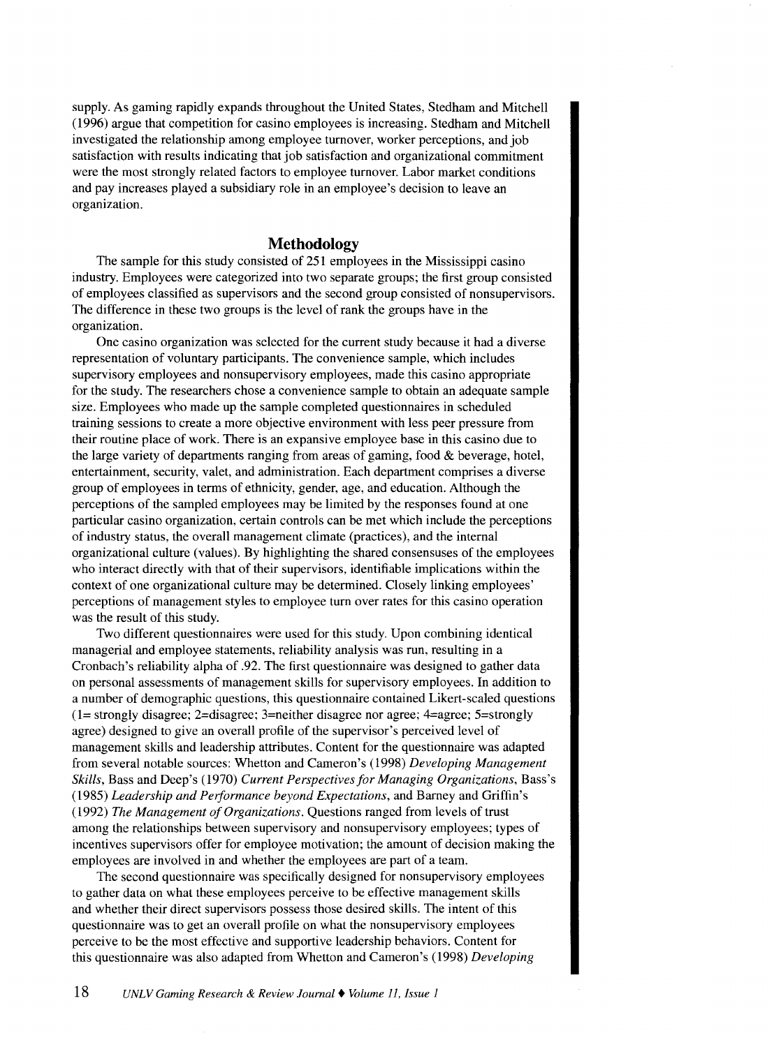supply. As gaming rapidly expands throughout the United States, Stedham and Mitchell (1996) argue that competition for casino employees is increasing. Stedham and Mitchell investigated the relationship among employee turnover, worker perceptions, and job satisfaction with results indicating that job satisfaction and organizational commitment were the most strongly related factors to employee turnover. Labor market conditions and pay increases played a subsidiary role in an employee's decision to leave an organization.

## Methodology

The sample for this study consisted of 251 employees in the Mississippi casino industry. Employees were categorized into two separate groups; the first group consisted of employees classified as supervisors and the second group consisted of nonsupervisors. The difference in these two groups is the level of rank the groups have in the organization.

One casino organization was selected for the current study because it had a diverse representation of voluntary participants. The convenience sample, which includes supervisory employees and nonsupervisory employees, made this casino appropriate for the study. The researchers chose a convenience sample to obtain an adequate sample size. Employees who made up the sample completed questionnaires in scheduled training sessions to create a more objective environment with less peer pressure from their routine place of work. There is an expansive employee base in this casino due to the large variety of departments ranging from areas of gaming, food & beverage, hotel, entertainment, security, valet, and administration. Each department comprises a diverse group of employees in terms of ethnicity, gender, age, and education. Although the perceptions of the sampled employees may be limited by the responses found at one particular casino organization, certain controls can be met which include the perceptions of industry status, the overall management climate (practices), and the internal organizational culture (values). By highlighting the shared consensuses of the employees who interact directly with that of their supervisors, identifiable implications within the context of one organizational culture may be determined. Closely linking employees' perceptions of management styles to employee turn over rates for this casino operation was the result of this study.

Two different questionnaires were used for this study. Upon combining identical managerial and employee statements, reliability analysis was run, resulting in a Cronbach's reliability alpha of .92. The first questionnaire was designed to gather data on personal assessments of management skills for supervisory employees. In addition to a number of demographic questions, this questionnaire contained Likert-scaled questions (1= strongly disagree; 2=disagree; 3=neither disagree nor agree; 4=agree; 5=strongly agree) designed to give an overall profile of the supervisor's perceived level of management skills and leadership attributes. Content for the questionnaire was adapted from several notable sources: Whetton and Cameron's (1998) *Developing Management Skills*, Bass and Deep's (1970) *Current Perspectives for Managing Organizations*, Bass's (1985) *Leadership and Performance beyond Expectations*, and Barney and Griffin's (1992) *The Management of Organizations*. Questions ranged from levels of trust among the relationships between supervisory and nonsupervisory employees; types of incentives supervisors offer for employee motivation; the amount of decision making the employees are involved in and whether the employees are part of a team.

The second questionnaire was specifically designed for nonsupervisory employees to gather data on what these employees perceive to be effective management skills and whether their direct supervisors possess those desired skills. The intent of this questionnaire was to get an overall profile on what the nonsupervisory employees perceive to be the most effective and supportive leadership behaviors. Content for this questionnaire was also adapted from Whetton and Cameron's (1998) *Developing*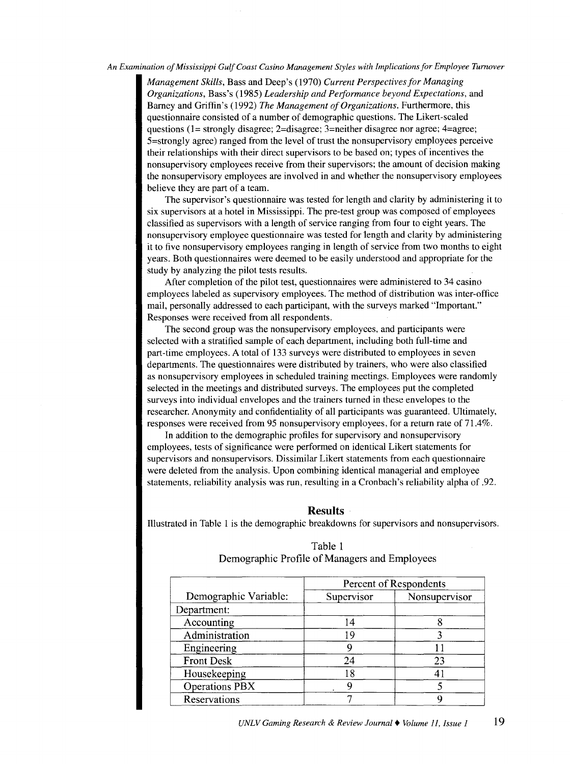*Management Skills*, Bass and Deep's (1970) *Current Perspectives for Managing Organizations*, Bass's (1985) *Leadership and Performance beyond Expectations*, and Barney and Griffin's (1992) *The Management of Organizations*. Furthermore, this questionnaire consisted of a number of demographic questions. The Likert-scaled questions (1= strongly disagree; 2=disagree; 3=neither disagree nor agree; 4=agree; 5=strongly agree) ranged from the level of trust the nonsupervisory employees perceive their relationships with their direct supervisors to be based on; types of incentives the nonsupervisory employees receive from their supervisors; the amount of decision making the nonsupervisory employees are involved in and whether the nonsupervisory employees believe they are part of a team.

The supervisor's questionnaire was tested for length and clarity by administering it to six supervisors at a hotel in Mississippi. The pre-test group was composed of employees classified as supervisors with a length of service ranging from four to eight years. The nonsupervisory employee questionnaire was tested for length and clarity by administering it to five nonsupervisory employees ranging in length of service from two months to eight years. Both questionnaires were deemed to be easily understood and appropriate for the study by analyzing the pilot tests results.

After completion of the pilot test, questionnaires were administered to 34 casino employees labeled as supervisory employees. The method of distribution was inter-office mail, personally addressed to each participant, with the surveys marked "Important." Responses were received from all respondents.

The second group was the nonsupervisory employees, and participants were selected with a stratified sample of each department, including both full-time and part-time employees. A total of 133 surveys were distributed to employees in seven departments. The questionnaires were distributed by trainers, who were also classified as nonsupervisory employees in scheduled training meetings. Employees were randomly selected in the meetings and distributed surveys. The employees put the completed surveys into individual envelopes and the trainers turned in these envelopes to the researcher. Anonymity and confidentiality of all participants was guaranteed. Ultimately, responses were received from 95 nonsupervisory employees, for a return rate of 71.4%.

In addition to the demographic profiles for supervisory and nonsupervisory employees, tests of significance were performed on identical Likert statements for supervisors and nonsupervisors. Dissimilar Likert statements from each questionnaire were deleted from the analysis. Upon combining identical managerial and employee statements, reliability analysis was run, resulting in a Cronbach's reliability alpha of .92.

## Results

Illustrated in Table 1 is the demographic breakdowns for supervisors and nonsupervisors.

Table 1
Demographic Profile of Managers and Employees

| | Percent of Respondents | |
|---|---|---|
| Demographic Variable: | Supervisor | Nonsupervisor |
| Department: | | |
| Accounting | 14 | 8 |
| Administration | 19 | 3 |
| Engineering | 9 | 11 |
| Front Desk | 24 | 23 |
| Housekeeping | 18 | 41 |
| Operations PBX | 9 | 5 |
| Reservations | 7 | 9 |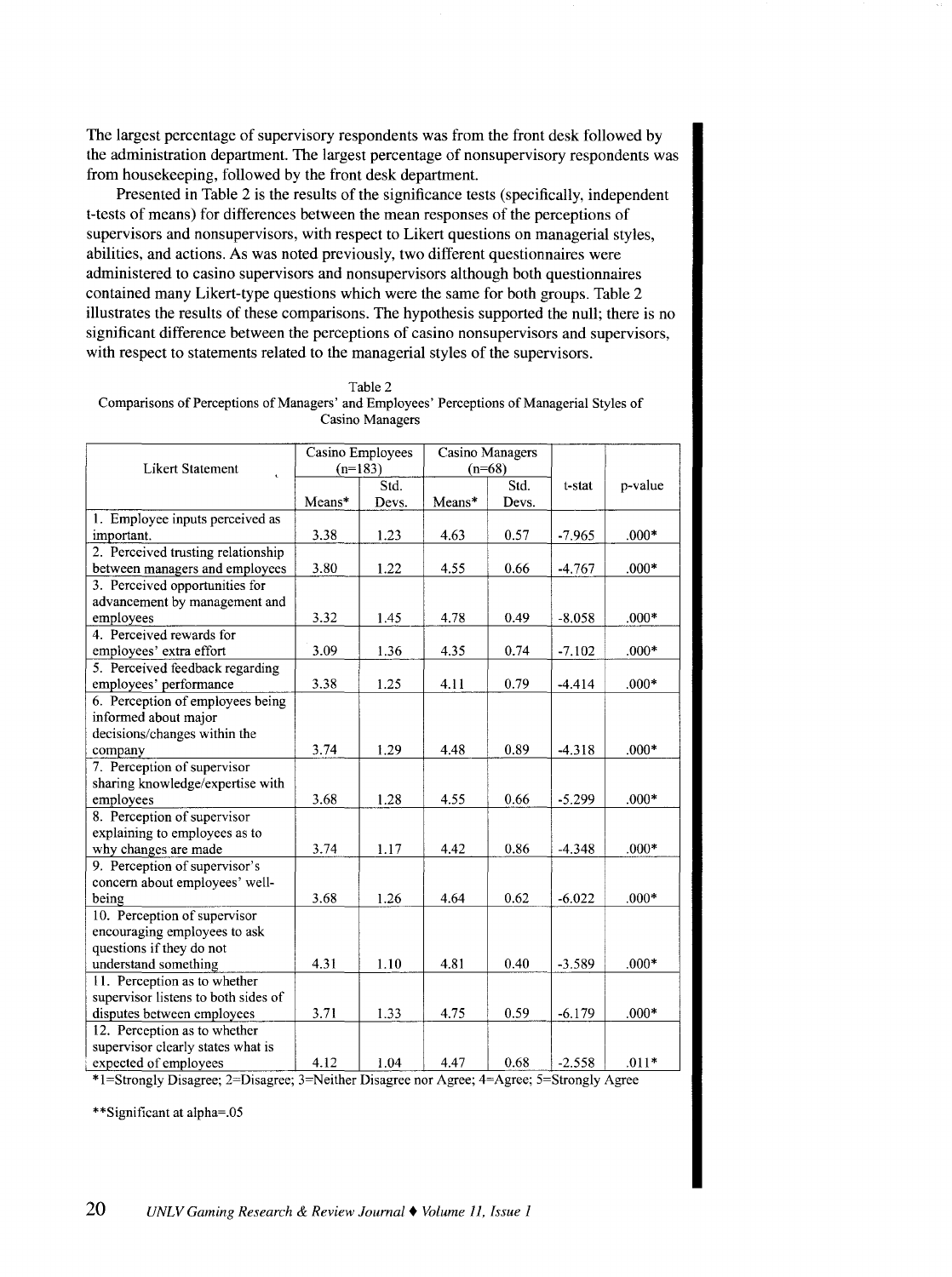The largest percentage of supervisory respondents was from the front desk followed by the administration department. The largest percentage of nonsupervisory respondents was from housekeeping, followed by the front desk department.

Presented in Table 2 is the results of the significance tests (specifically, independent t-tests of means) for differences between the mean responses of the perceptions of supervisors and nonsupervisors, with respect to Likert questions on managerial styles, abilities, and actions. As was noted previously, two different questionnaires were administered to casino supervisors and nonsupervisors although both questionnaires contained many Likert-type questions which were the same for both groups. Table 2 illustrates the results of these comparisons. The hypothesis supported the null; there is no significant difference between the perceptions of casino nonsupervisors and supervisors, with respect to statements related to the managerial styles of the supervisors.

Table 2
Comparisons of Perceptions of Managers' and Employees' Perceptions of Managerial Styles of Casino Managers

| Likert Statement | Casino Employees (n=183) | | Casino Managers (n=68) | | t-stat | p-value |
|---|---|---|---|---|---|---|
| | Means* | Std. Devs. | Means* | Std. Devs. | | |
| 1. Employee inputs perceived as important. | 3.38 | 1.23 | 4.63 | 0.57 | -7.965 | .000* |
| 2. Perceived trusting relationship between managers and employees | 3.80 | 1.22 | 4.55 | 0.66 | -4.767 | .000* |
| 3. Perceived opportunities for advancement by management and employees | 3.32 | 1.45 | 4.78 | 0.49 | -8.058 | .000* |
| 4. Perceived rewards for employees' extra effort | 3.09 | 1.36 | 4.35 | 0.74 | -7.102 | .000* |
| 5. Perceived feedback regarding employees' performance | 3.38 | 1.25 | 4.11 | 0.79 | -4.414 | .000* |
| 6. Perception of employees being informed about major decisions/changes within the company | 3.74 | 1.29 | 4.48 | 0.89 | -4.318 | .000* |
| 7. Perception of supervisor sharing knowledge/expertise with employees | 3.68 | 1.28 | 4.55 | 0.66 | -5.299 | .000* |
| 8. Perception of supervisor explaining to employees as to why changes are made | 3.74 | 1.17 | 4.42 | 0.86 | -4.348 | .000* |
| 9. Perception of supervisor's concern about employees' well-being | 3.68 | 1.26 | 4.64 | 0.62 | -6.022 | .000* |
| 10. Perception of supervisor encouraging employees to ask questions if they do not understand something | 4.31 | 1.10 | 4.81 | 0.40 | -3.589 | .000* |
| 11. Perception as to whether supervisor listens to both sides of disputes between employees | 3.71 | 1.33 | 4.75 | 0.59 | -6.179 | .000* |
| 12. Perception as to whether supervisor clearly states what is expected of employees | 4.12 | 1.04 | 4.47 | 0.68 | -2.558 | .011* |

*1=Strongly Disagree; 2=Disagree; 3=Neither Disagree nor Agree; 4=Agree; 5=Strongly Agree

**Significant at alpha=.05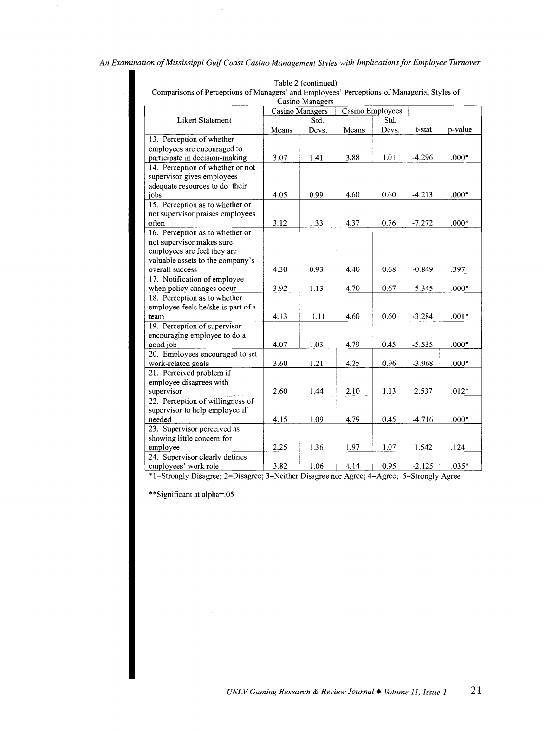Table 2 (continued)
Comparisons of Perceptions of Managers' and Employees' Perceptions of Managerial Styles of Casino Managers

| Likert Statement | Casino Managers | | Casino Employees | | t-stat | p-value |
|---|---|---|---|---|---|---|
| | Means | Std. Devs. | Means | Std. Devs. | | |
| 13. Perception of whether employees are encouraged to participate in decision-making | 3.07 | 1.41 | 3.88 | 1.01 | -4.296 | .000* |
| 14. Perception of whether or not supervisor gives employees adequate resources to do their jobs | 4.05 | 0.99 | 4.60 | 0.60 | -4.213 | .000* |
| 15. Perception as to whether or not supervisor praises employees often | 3.12 | 1.33 | 4.37 | 0.76 | -7.272 | .000* |
| 16. Perception as to whether or not supervisor makes sure employees are feel they are valuable assets to the company's overall success | 4.30 | 0.93 | 4.40 | 0.68 | -0.849 | .397 |
| 17. Notification of employee when policy changes occur | 3.92 | 1.13 | 4.70 | 0.67 | -5.345 | .000* |
| 18. Perception as to whether employee feels he/she is part of a team | 4.13 | 1.11 | 4.60 | 0.60 | -3.284 | .001* |
| 19. Perception of supervisor encouraging employee to do a good job | 4.07 | 1.03 | 4.79 | 0.45 | -5.535 | .000* |
| 20. Employees encouraged to set work-related goals | 3.60 | 1.21 | 4.25 | 0.96 | -3.968 | .000* |
| 21. Perceived problem if employee disagrees with supervisor | 2.60 | 1.44 | 2.10 | 1.13 | 2.537 | .012* |
| 22. Perception of willingness of supervisor to help employee if needed | 4.15 | 1.09 | 4.79 | 0.45 | -4.716 | .000* |
| 23. Supervisor perceived as showing little concern for employee | 2.25 | 1.36 | 1.97 | 1.07 | 1.542 | .124 |
| 24. Supervisor clearly defines employees' work role | 3.82 | 1.06 | 4.14 | 0.95 | -2.125 | .035* |

*1=Strongly Disagree; 2=Disagree; 3=Neither Disagree nor Agree; 4=Agree; 5=Strongly Agree

**Significant at alpha=.05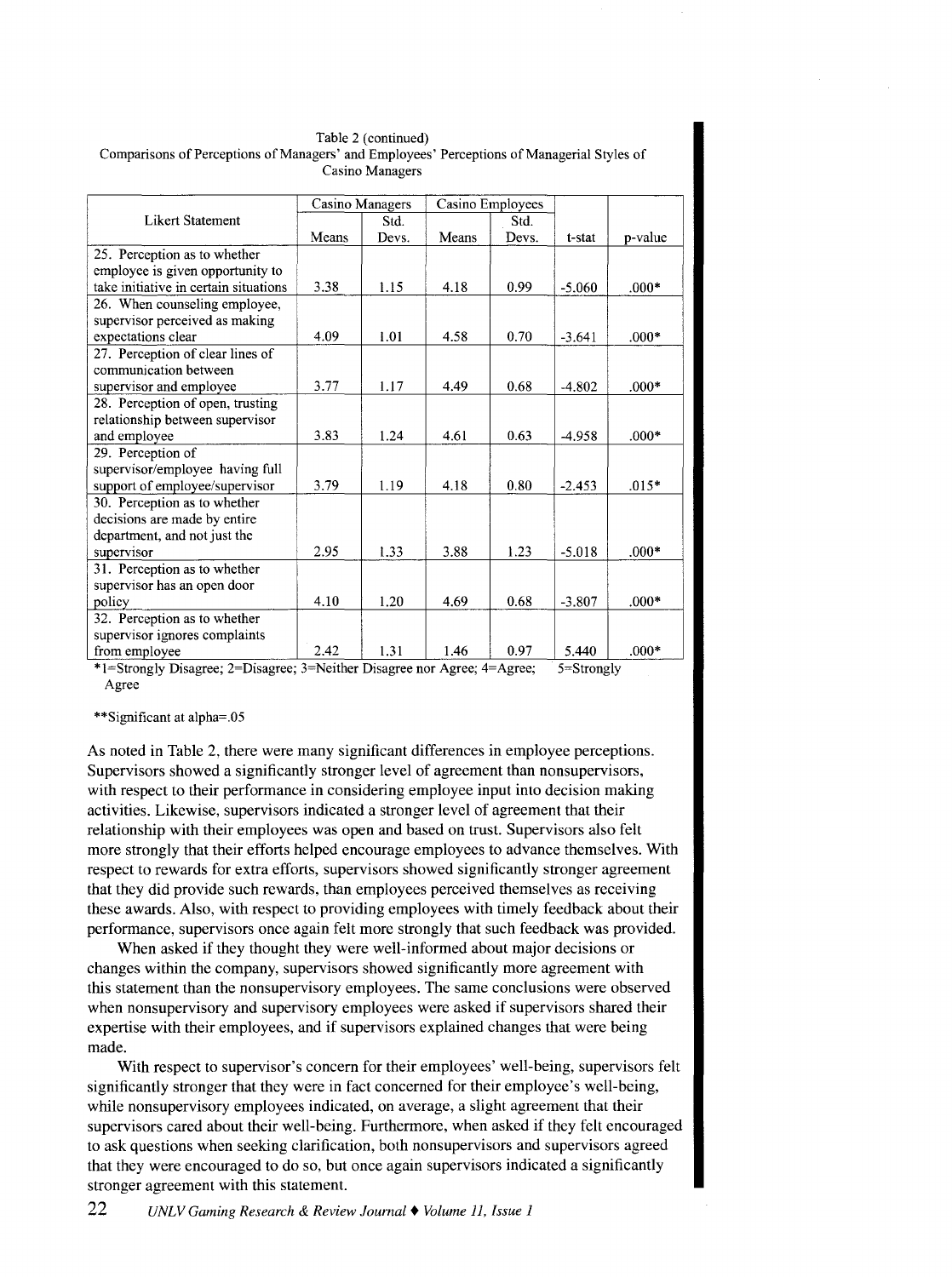Table 2 (continued)
Comparisons of Perceptions of Managers' and Employees' Perceptions of Managerial Styles of Casino Managers

| Likert Statement | Casino Managers | | Casino Employees | | t-stat | p-value |
|---|---|---|---|---|---|---|
| | Means | Std. Devs. | Means | Std. Devs. | | |
| 25. Perception as to whether employee is given opportunity to take initiative in certain situations | 3.38 | 1.15 | 4.18 | 0.99 | -5.060 | .000* |
| 26. When counseling employee, supervisor perceived as making expectations clear | 4.09 | 1.01 | 4.58 | 0.70 | -3.641 | .000* |
| 27. Perception of clear lines of communication between supervisor and employee | 3.77 | 1.17 | 4.49 | 0.68 | -4.802 | .000* |
| 28. Perception of open, trusting relationship between supervisor and employee | 3.83 | 1.24 | 4.61 | 0.63 | -4.958 | .000* |
| 29. Perception of supervisor/employee having full support of employee/supervisor | 3.79 | 1.19 | 4.18 | 0.80 | -2.453 | .015* |
| 30. Perception as to whether decisions are made by entire department, and not just the supervisor | 2.95 | 1.33 | 3.88 | 1.23 | -5.018 | .000* |
| 31. Perception as to whether supervisor has an open door policy | 4.10 | 1.20 | 4.69 | 0.68 | -3.807 | .000* |
| 32. Perception as to whether supervisor ignores complaints from employee | 2.42 | 1.31 | 1.46 | 0.97 | 5.440 | .000* |

*1=Strongly Disagree; 2=Disagree; 3=Neither Disagree nor Agree; 4=Agree; 5=Strongly Agree

**Significant at alpha=.05

As noted in Table 2, there were many significant differences in employee perceptions. Supervisors showed a significantly stronger level of agreement than nonsupervisors, with respect to their performance in considering employee input into decision making activities. Likewise, supervisors indicated a stronger level of agreement that their relationship with their employees was open and based on trust. Supervisors also felt more strongly that their efforts helped encourage employees to advance themselves. With respect to rewards for extra efforts, supervisors showed significantly stronger agreement that they did provide such rewards, than employees perceived themselves as receiving these awards. Also, with respect to providing employees with timely feedback about their performance, supervisors once again felt more strongly that such feedback was provided.

When asked if they thought they were well-informed about major decisions or changes within the company, supervisors showed significantly more agreement with this statement than the nonsupervisory employees. The same conclusions were observed when nonsupervisory and supervisory employees were asked if supervisors shared their expertise with their employees, and if supervisors explained changes that were being made.

With respect to supervisor's concern for their employees' well-being, supervisors felt significantly stronger that they were in fact concerned for their employee's well-being, while nonsupervisory employees indicated, on average, a slight agreement that their supervisors cared about their well-being. Furthermore, when asked if they felt encouraged to ask questions when seeking clarification, both nonsupervisors and supervisors agreed that they were encouraged to do so, but once again supervisors indicated a significantly stronger agreement with this statement.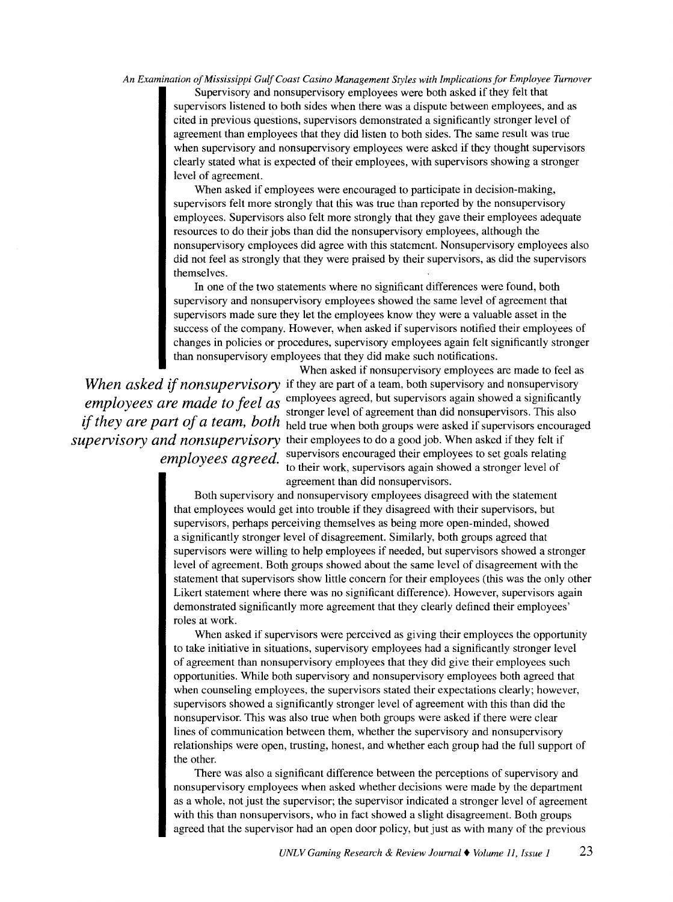Supervisory and nonsupervisory employees were both asked if they felt that supervisors listened to both sides when there was a dispute between employees, and as cited in previous questions, supervisors demonstrated a significantly stronger level of agreement than employees that they did listen to both sides. The same result was true when supervisory and nonsupervisory employees were asked if they thought supervisors clearly stated what is expected of their employees, with supervisors showing a stronger level of agreement.

When asked if employees were encouraged to participate in decision-making, supervisors felt more strongly that this was true than reported by the nonsupervisory employees. Supervisors also felt more strongly that they gave their employees adequate resources to do their jobs than did the nonsupervisory employees, although the nonsupervisory employees did agree with this statement. Nonsupervisory employees also did not feel as strongly that they were praised by their supervisors, as did the supervisors themselves.

In one of the two statements where no significant differences were found, both supervisory and nonsupervisory employees showed the same level of agreement that supervisors made sure they let the employees know they were a valuable asset in the success of the company. However, when asked if supervisors notified their employees of changes in policies or procedures, supervisory employees again felt significantly stronger than nonsupervisory employees that they did make such notifications.

*When asked if nonsupervisory employees are made to feel as if they are part of a team, both supervisory and nonsupervisory employees agreed.*

When asked if nonsupervisory employees are made to feel as if they are part of a team, both supervisory and nonsupervisory employees agreed, but supervisors again showed a significantly stronger level of agreement than did nonsupervisors. This also held true when both groups were asked if supervisors encouraged their employees to do a good job. When asked if they felt if supervisors encouraged their employees to set goals relating to their work, supervisors again showed a stronger level of agreement than did nonsupervisors.

Both supervisory and nonsupervisory employees disagreed with the statement that employees would get into trouble if they disagreed with their supervisors, but supervisors, perhaps perceiving themselves as being more open-minded, showed a significantly stronger level of disagreement. Similarly, both groups agreed that supervisors were willing to help employees if needed, but supervisors showed a stronger level of agreement. Both groups showed about the same level of disagreement with the statement that supervisors show little concern for their employees (this was the only other Likert statement where there was no significant difference). However, supervisors again demonstrated significantly more agreement that they clearly defined their employees' roles at work.

When asked if supervisors were perceived as giving their employees the opportunity to take initiative in situations, supervisory employees had a significantly stronger level of agreement than nonsupervisory employees that they did give their employees such opportunities. While both supervisory and nonsupervisory employees both agreed that when counseling employees, the supervisors stated their expectations clearly; however, supervisors showed a significantly stronger level of agreement with this than did the nonsupervisor. This was also true when both groups were asked if there were clear lines of communication between them, whether the supervisory and nonsupervisory relationships were open, trusting, honest, and whether each group had the full support of the other.

There was also a significant difference between the perceptions of supervisory and nonsupervisory employees when asked whether decisions were made by the department as a whole, not just the supervisor; the supervisor indicated a stronger level of agreement with this than nonsupervisors, who in fact showed a slight disagreement. Both groups agreed that the supervisor had an open door policy, but just as with many of the previous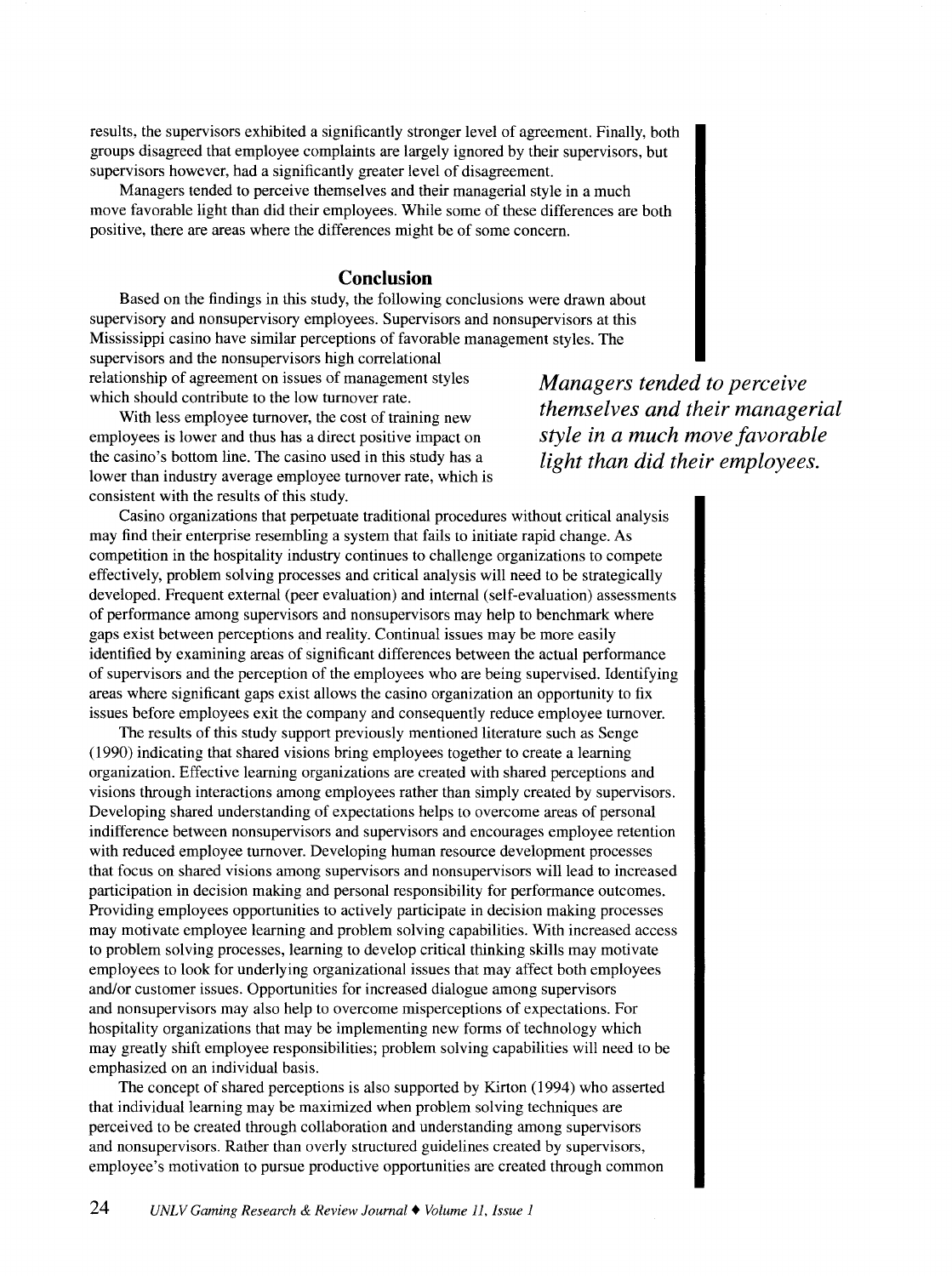results, the supervisors exhibited a significantly stronger level of agreement. Finally, both groups disagreed that employee complaints are largely ignored by their supervisors, but supervisors however, had a significantly greater level of disagreement.

Managers tended to perceive themselves and their managerial style in a much move favorable light than did their employees. While some of these differences are both positive, there are areas where the differences might be of some concern.

## Conclusion

Based on the findings in this study, the following conclusions were drawn about supervisory and nonsupervisory employees. Supervisors and nonsupervisors at this Mississippi casino have similar perceptions of favorable management styles. The supervisors and the nonsupervisors high correlational relationship of agreement on issues of management styles which should contribute to the low turnover rate.

With less employee turnover, the cost of training new employees is lower and thus has a direct positive impact on the casino's bottom line. The casino used in this study has a lower than industry average employee turnover rate, which is consistent with the results of this study.

***Managers tended to perceive themselves and their managerial style in a much move favorable light than did their employees.***

Casino organizations that perpetuate traditional procedures without critical analysis may find their enterprise resembling a system that fails to initiate rapid change. As competition in the hospitality industry continues to challenge organizations to compete effectively, problem solving processes and critical analysis will need to be strategically developed. Frequent external (peer evaluation) and internal (self-evaluation) assessments of performance among supervisors and nonsupervisors may help to benchmark where gaps exist between perceptions and reality. Continual issues may be more easily identified by examining areas of significant differences between the actual performance of supervisors and the perception of the employees who are being supervised. Identifying areas where significant gaps exist allows the casino organization an opportunity to fix issues before employees exit the company and consequently reduce employee turnover.

The results of this study support previously mentioned literature such as Senge (1990) indicating that shared visions bring employees together to create a learning organization. Effective learning organizations are created with shared perceptions and visions through interactions among employees rather than simply created by supervisors. Developing shared understanding of expectations helps to overcome areas of personal indifference between nonsupervisors and supervisors and encourages employee retention with reduced employee turnover. Developing human resource development processes that focus on shared visions among supervisors and nonsupervisors will lead to increased participation in decision making and personal responsibility for performance outcomes. Providing employees opportunities to actively participate in decision making processes may motivate employee learning and problem solving capabilities. With increased access to problem solving processes, learning to develop critical thinking skills may motivate employees to look for underlying organizational issues that may affect both employees and/or customer issues. Opportunities for increased dialogue among supervisors and nonsupervisors may also help to overcome misperceptions of expectations. For hospitality organizations that may be implementing new forms of technology which may greatly shift employee responsibilities; problem solving capabilities will need to be emphasized on an individual basis.

The concept of shared perceptions is also supported by Kirton (1994) who asserted that individual learning may be maximized when problem solving techniques are perceived to be created through collaboration and understanding among supervisors and nonsupervisors. Rather than overly structured guidelines created by supervisors, employee's motivation to pursue productive opportunities are created through common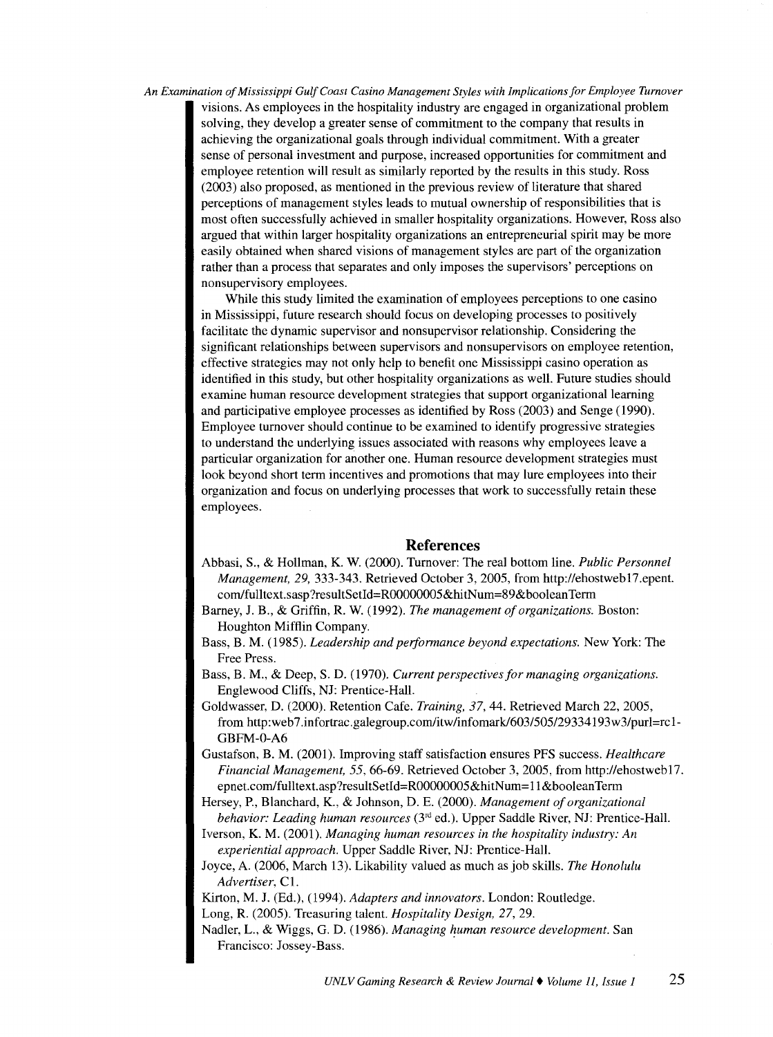visions. As employees in the hospitality industry are engaged in organizational problem solving, they develop a greater sense of commitment to the company that results in achieving the organizational goals through individual commitment. With a greater sense of personal investment and purpose, increased opportunities for commitment and employee retention will result as similarly reported by the results in this study. Ross (2003) also proposed, as mentioned in the previous review of literature that shared perceptions of management styles leads to mutual ownership of responsibilities that is most often successfully achieved in smaller hospitality organizations. However, Ross also argued that within larger hospitality organizations an entrepreneurial spirit may be more easily obtained when shared visions of management styles are part of the organization rather than a process that separates and only imposes the supervisors' perceptions on nonsupervisory employees.

While this study limited the examination of employees perceptions to one casino in Mississippi, future research should focus on developing processes to positively facilitate the dynamic supervisor and nonsupervisor relationship. Considering the significant relationships between supervisors and nonsupervisors on employee retention, effective strategies may not only help to benefit one Mississippi casino operation as identified in this study, but other hospitality organizations as well. Future studies should examine human resource development strategies that support organizational learning and participative employee processes as identified by Ross (2003) and Senge (1990). Employee turnover should continue to be examined to identify progressive strategies to understand the underlying issues associated with reasons why employees leave a particular organization for another one. Human resource development strategies must look beyond short term incentives and promotions that may lure employees into their organization and focus on underlying processes that work to successfully retain these employees.

## References

Abbasi, S., & Hollman, K. W. (2000). Turnover: The real bottom line. *Public Personnel Management, 29,* 333-343. Retrieved October 3, 2005, from http://ehostweb17.epent.com/fulltext.sasp?resultSetId=R00000005&hitNum=89&booleanTerm

Barney, J. B., & Griffin, R. W. (1992). *The management of organizations.* Boston: Houghton Mifflin Company.

Bass, B. M. (1985). *Leadership and performance beyond expectations.* New York: The Free Press.

Bass, B. M., & Deep, S. D. (1970). *Current perspectives for managing organizations.* Englewood Cliffs, NJ: Prentice-Hall.

Goldwasser, D. (2000). Retention Cafe. *Training, 37,* 44. Retrieved March 22, 2005, from http:web7.infortrac.galegroup.com/itw/infomark/603/505/29334193w3/purl=rc1-GBFM-0-A6

Gustafson, B. M. (2001). Improving staff satisfaction ensures PFS success. *Healthcare Financial Management, 55,* 66-69. Retrieved October 3, 2005, from http://ehostweb17.epnet.com/fulltext.asp?resultSetId=R00000005&hitNum=11&booleanTerm

Hersey, P., Blanchard, K., & Johnson, D. E. (2000). *Management of organizational behavior: Leading human resources* (3rd ed.). Upper Saddle River, NJ: Prentice-Hall.

Iverson, K. M. (2001). *Managing human resources in the hospitality industry: An experiential approach.* Upper Saddle River, NJ: Prentice-Hall.

Joyce, A. (2006, March 13). Likability valued as much as job skills. *The Honolulu Advertiser,* C1.

Kirton, M. J. (Ed.), (1994). *Adapters and innovators.* London: Routledge.

Long, R. (2005). Treasuring talent. *Hospitality Design, 27,* 29.

Nadler, L., & Wiggs, G. D. (1986). *Managing human resource development.* San Francisco: Jossey-Bass.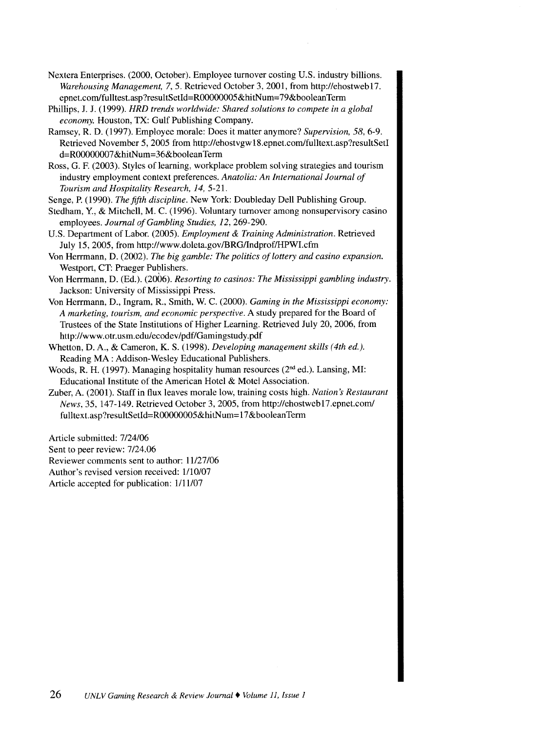Nextera Enterprises. (2000, October). Employee turnover costing U.S. industry billions. *Warehousing Management, 7*, 5. Retrieved October 3, 2001, from http://ehostweb17.epnet.com/fulltest.asp?resultSetId=R00000005&hitNum=79&booleanTerm

Phillips, J. J. (1999). *HRD trends worldwide: Shared solutions to compete in a global economy.* Houston, TX: Gulf Publishing Company.

Ramsey, R. D. (1997). Employee morale: Does it matter anymore? *Supervision, 58*, 6-9. Retrieved November 5, 2005 from http://ehostvgw18.epnet.com/fulltext.asp?resultSetId=R00000007&hitNum=36&booleanTerm

Ross, G. F. (2003). Styles of learning, workplace problem solving strategies and tourism industry employment context preferences. *Anatolia: An International Journal of Tourism and Hospitality Research, 14*, 5-21.

Senge, P. (1990). *The fifth discipline.* New York: Doubleday Dell Publishing Group.

Stedham, Y., & Mitchell, M. C. (1996). Voluntary turnover among nonsupervisory casino employees. *Journal of Gambling Studies, 12*, 269-290.

U.S. Department of Labor. (2005). *Employment & Training Administration.* Retrieved July 15, 2005, from http://www.doleta.gov/BRG/Indprof/HPWI.cfm

Von Herrmann, D. (2002). *The big gamble: The politics of lottery and casino expansion.* Westport, CT: Praeger Publishers.

Von Herrmann, D. (Ed.). (2006). *Resorting to casinos: The Mississippi gambling industry.* Jackson: University of Mississippi Press.

Von Herrmann, D., Ingram, R., Smith, W. C. (2000). *Gaming in the Mississippi economy: A marketing, tourism, and economic perspective.* A study prepared for the Board of Trustees of the State Institutions of Higher Learning. Retrieved July 20, 2006, from http://www.otr.usm.edu/ecodev/pdf/Gamingstudy.pdf

Whetton, D. A., & Cameron, K. S. (1998). *Developing management skills (4th ed.).* Reading MA : Addison-Wesley Educational Publishers.

Woods, R. H. (1997). Managing hospitality human resources (2nd ed.). Lansing, MI: Educational Institute of the American Hotel & Motel Association.

Zuber, A. (2001). Staff in flux leaves morale low, training costs high. *Nation's Restaurant News*, 35, 147-149. Retrieved October 3, 2005, from http://ehostweb17.epnet.com/fulltext.asp?resultSetId=R00000005&hitNum=17&booleanTerm

Article submitted: 7/24/06
Sent to peer review: 7/24.06
Reviewer comments sent to author: 11/27/06
Author's revised version received: 1/10/07
Article accepted for publication: 1/11/07